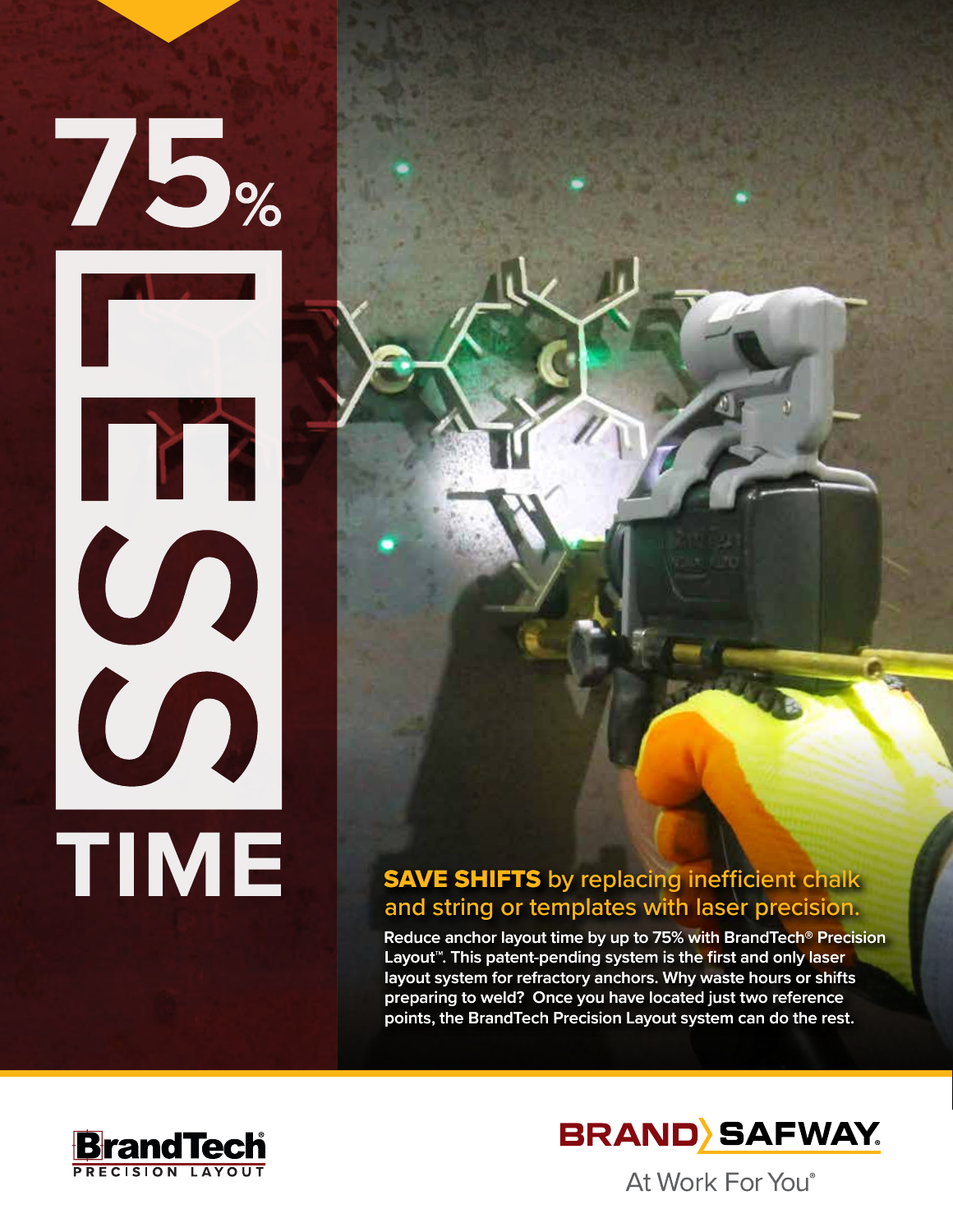# 75% LESS TIME

**SAVE SHIFTS** by replacing inefficient chalk and string or templates with laser precision.

**Reduce anchor layout time by up to 75% with BrandTech® Precision Layout™. This patent-pending system is the first and only laser layout system for refractory anchors. Why waste hours or shifts preparing to weld? Once you have located just two reference points, the BrandTech Precision Layout system can do the rest.**

BrandTech® PRECISION LAYOUT

BRAND SAFWAY®

At Work For You®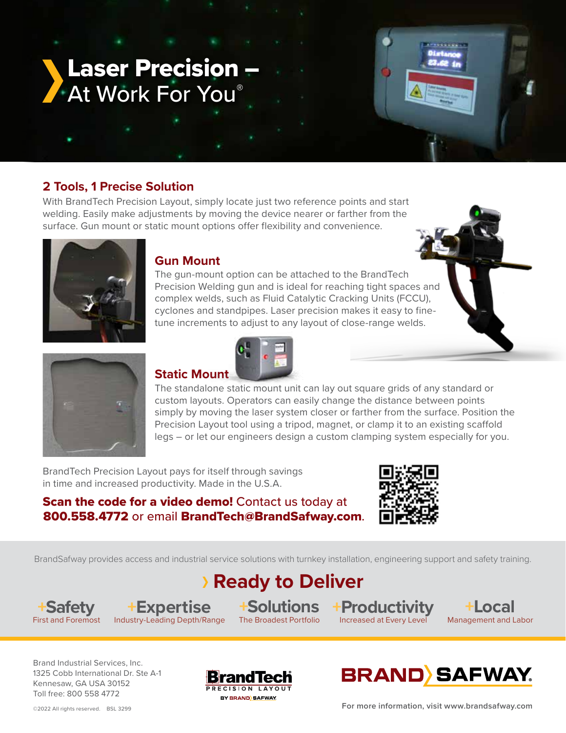# Laser Precision – At Work For You®

## 2 Tools, 1 Precise Solution

With BrandTech Precision Layout, simply locate just two reference points and start welding. Easily make adjustments by moving the device nearer or farther from the surface. Gun mount or static mount options offer flexibility and convenience.

### Gun Mount

The gun-mount option can be attached to the BrandTech Precision Welding gun and is ideal for reaching tight spaces and complex welds, such as Fluid Catalytic Cracking Units (FCCU), cyclones and standpipes. Laser precision makes it easy to fine-tune increments to adjust to any layout of close-range welds.

### Static Mount

The standalone static mount unit can lay out square grids of any standard or custom layouts. Operators can easily change the distance between points simply by moving the laser system closer or farther from the surface. Position the Precision Layout tool using a tripod, magnet, or clamp it to an existing scaffold legs – or let our engineers design a custom clamping system especially for you.

BrandTech Precision Layout pays for itself through savings in time and increased productivity. Made in the U.S.A.

**Scan the code for a video demo!** Contact us today at **800.558.4772** or email **BrandTech@BrandSafway.com**.

BrandSafway provides access and industrial service solutions with turnkey installation, engineering support and safety training.

## › Ready to Deliver

**+Safety** First and Foremost

**+Expertise** Industry-Leading Depth/Range

**+Solutions** The Broadest Portfolio

**+Productivity** Increased at Every Level

**+Local** Management and Labor

Brand Industrial Services, Inc.
1325 Cobb International Dr. Ste A-1
Kennesaw, GA USA 30152
Toll free: 800 558 4772

©2022 All rights reserved. BSL 3299

BrandTech® PRECISION LAYOUT BY BRAND SAFWAY

BRAND SAFWAY

For more information, visit www.brandsafway.com